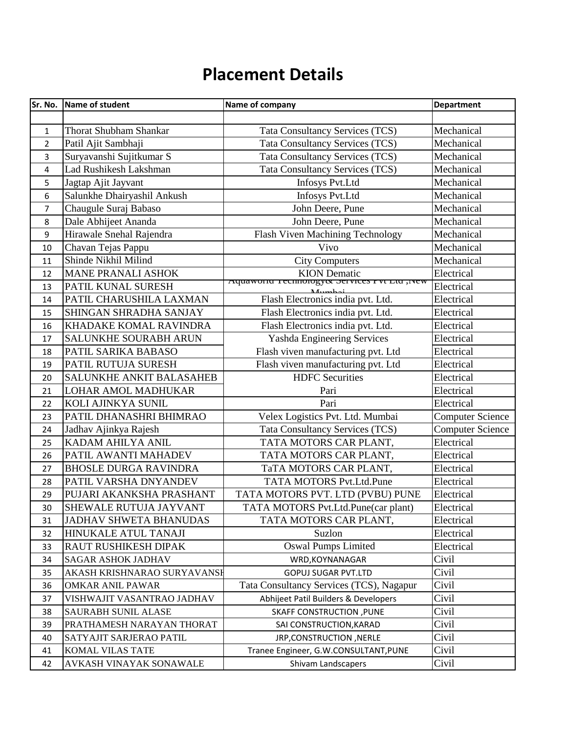# Placement Details

| Sr. No. | Name of student | Name of company | Department |
|---|---|---|---|
| | | | |
| 1 | Thorat Shubham Shankar | Tata Consultancy Services (TCS) | Mechanical |
| 2 | Patil Ajit Sambhaji | Tata Consultancy Services (TCS) | Mechanical |
| 3 | Suryavanshi Sujitkumar S | Tata Consultancy Services (TCS) | Mechanical |
| 4 | Lad Rushikesh Lakshman | Tata Consultancy Services (TCS) | Mechanical |
| 5 | Jagtap Ajit Jayvant | Infosys Pvt.Ltd | Mechanical |
| 6 | Salunkhe Dhairyashil Ankush | Infosys Pvt.Ltd | Mechanical |
| 7 | Chaugule Suraj Babaso | John Deere, Pune | Mechanical |
| 8 | Dale Abhijeet Ananda | John Deere, Pune | Mechanical |
| 9 | Hirawale Snehal Rajendra | Flash Viven Machining Technology | Mechanical |
| 10 | Chavan Tejas Pappu | Vivo | Mechanical |
| 11 | Shinde Nikhil Milind | City Computers | Mechanical |
| 12 | MANE PRANALI ASHOK | KION Dematic | Electrical |
| 13 | PATIL KUNAL SURESH | Aquaworld Technology& Services Pvt Ltd ,New Mumbai | Electrical |
| 14 | PATIL CHARUSHILA LAXMAN | Flash Electronics india pvt. Ltd. | Electrical |
| 15 | SHINGAN SHRADHA SANJAY | Flash Electronics india pvt. Ltd. | Electrical |
| 16 | KHADAKE KOMAL RAVINDRA | Flash Electronics india pvt. Ltd. | Electrical |
| 17 | SALUNKHE SOURABH ARUN | Yashda Engineering Services | Electrical |
| 18 | PATIL SARIKA BABASO | Flash viven manufacturing pvt. Ltd | Electrical |
| 19 | PATIL RUTUJA SURESH | Flash viven manufacturing pvt. Ltd | Electrical |
| 20 | SALUNKHE ANKIT BALASAHEB | HDFC Securities | Electrical |
| 21 | LOHAR AMOL MADHUKAR | Pari | Electrical |
| 22 | KOLI AJINKYA SUNIL | Pari | Electrical |
| 23 | PATIL DHANASHRI BHIMRAO | Velex Logistics Pvt. Ltd. Mumbai | Computer Science |
| 24 | Jadhav Ajinkya Rajesh | Tata Consultancy Services (TCS) | Computer Science |
| 25 | KADAM AHILYA ANIL | TATA MOTORS CAR PLANT, | Electrical |
| 26 | PATIL AWANTI MAHADEV | TATA MOTORS CAR PLANT, | Electrical |
| 27 | BHOSLE DURGA RAVINDRA | TaTA MOTORS CAR PLANT, | Electrical |
| 28 | PATIL VARSHA DNYANDEV | TATA MOTORS Pvt.Ltd.Pune | Electrical |
| 29 | PUJARI AKANKSHA PRASHANT | TATA MOTORS PVT. LTD (PVBU) PUNE | Electrical |
| 30 | SHEWALE RUTUJA JAYVANT | TATA MOTORS Pvt.Ltd.Pune(car plant) | Electrical |
| 31 | JADHAV SHWETA BHANUDAS | TATA MOTORS CAR PLANT, | Electrical |
| 32 | HINUKALE ATUL TANAJI | Suzlon | Electrical |
| 33 | RAUT RUSHIKESH DIPAK | Oswal Pumps Limited | Electrical |
| 34 | SAGAR ASHOK JADHAV | WRD,KOYNANAGAR | Civil |
| 35 | AKASH KRISHNARAO SURYAVANSH | GOPUJ SUGAR PVT.LTD | Civil |
| 36 | OMKAR ANIL PAWAR | Tata Consultancy Services (TCS), Nagapur | Civil |
| 37 | VISHWAJIT VASANTRAO JADHAV | Abhijeet Patil Builders & Developers | Civil |
| 38 | SAURABH SUNIL ALASE | SKAFF CONSTRUCTION ,PUNE | Civil |
| 39 | PRATHAMESH NARAYAN THORAT | SAI CONSTRUCTION,KARAD | Civil |
| 40 | SATYAJIT SARJERAO PATIL | JRP,CONSTRUCTION ,NERLE | Civil |
| 41 | KOMAL VILAS TATE | Tranee Engineer, G.W.CONSULTANT,PUNE | Civil |
| 42 | AVKASH VINAYAK SONAWALE | Shivam Landscapers | Civil |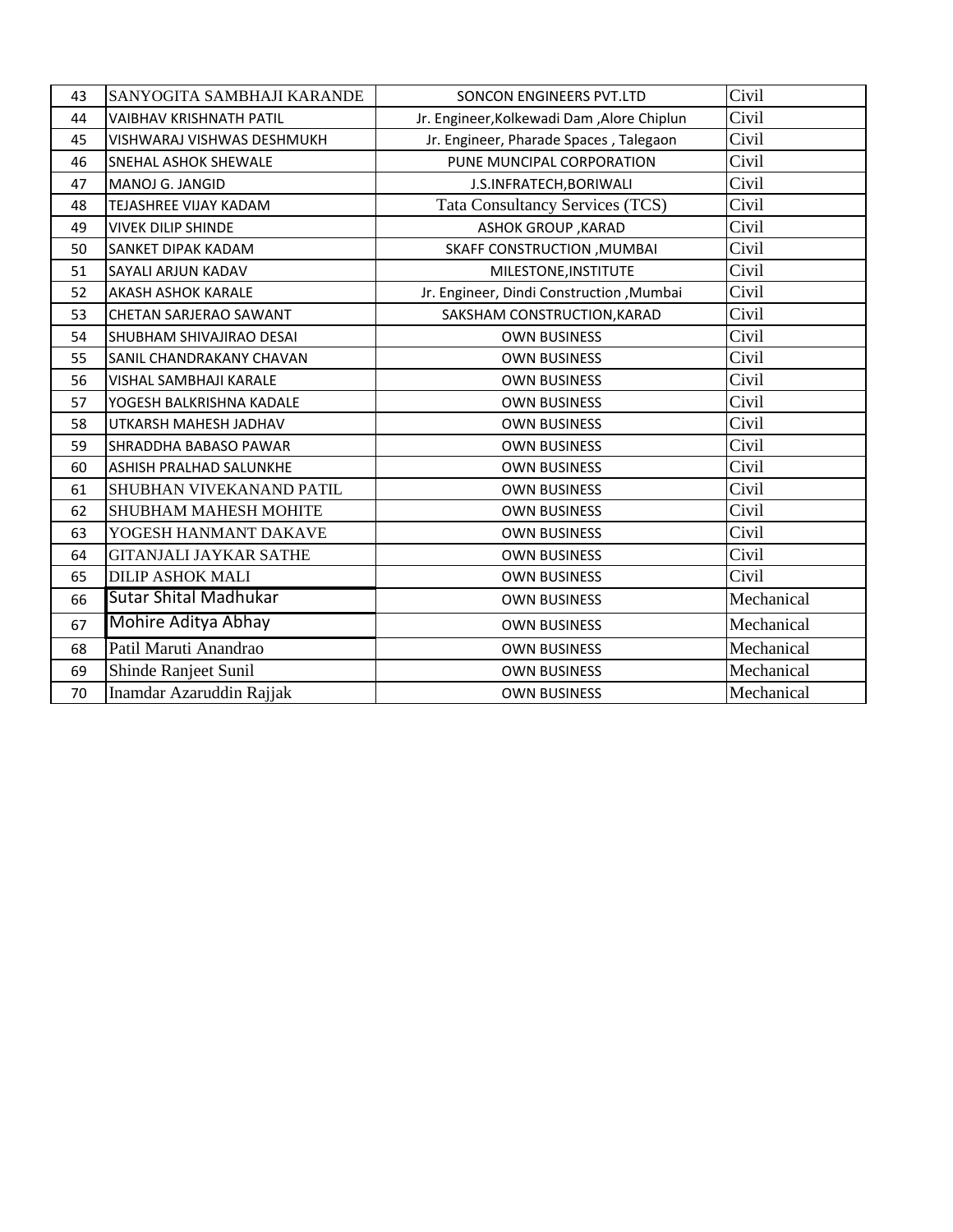| | | | |
|---|---|---|---|
| 43 | SANYOGITA SAMBHAJI KARANDE | SONCON ENGINEERS PVT.LTD | Civil |
| 44 | VAIBHAV KRISHNATH PATIL | Jr. Engineer,Kolkewadi Dam ,Alore Chiplun | Civil |
| 45 | VISHWARAJ VISHWAS DESHMUKH | Jr. Engineer, Pharade Spaces , Talegaon | Civil |
| 46 | SNEHAL ASHOK SHEWALE | PUNE MUNCIPAL CORPORATION | Civil |
| 47 | MANOJ G. JANGID | J.S.INFRATECH,BORIWALI | Civil |
| 48 | TEJASHREE VIJAY KADAM | Tata Consultancy Services (TCS) | Civil |
| 49 | VIVEK DILIP SHINDE | ASHOK GROUP ,KARAD | Civil |
| 50 | SANKET DIPAK KADAM | SKAFF CONSTRUCTION ,MUMBAI | Civil |
| 51 | SAYALI ARJUN KADAV | MILESTONE,INSTITUTE | Civil |
| 52 | AKASH ASHOK KARALE | Jr. Engineer, Dindi Construction ,Mumbai | Civil |
| 53 | CHETAN SARJERAO SAWANT | SAKSHAM CONSTRUCTION,KARAD | Civil |
| 54 | SHUBHAM SHIVAJIRAO DESAI | OWN BUSINESS | Civil |
| 55 | SANIL CHANDRAKANY CHAVAN | OWN BUSINESS | Civil |
| 56 | VISHAL SAMBHAJI KARALE | OWN BUSINESS | Civil |
| 57 | YOGESH BALKRISHNA KADALE | OWN BUSINESS | Civil |
| 58 | UTKARSH MAHESH JADHAV | OWN BUSINESS | Civil |
| 59 | SHRADDHA BABASO PAWAR | OWN BUSINESS | Civil |
| 60 | ASHISH PRALHAD SALUNKHE | OWN BUSINESS | Civil |
| 61 | SHUBHAN VIVEKANAND PATIL | OWN BUSINESS | Civil |
| 62 | SHUBHAM MAHESH MOHITE | OWN BUSINESS | Civil |
| 63 | YOGESH HANMANT DAKAVE | OWN BUSINESS | Civil |
| 64 | GITANJALI JAYKAR SATHE | OWN BUSINESS | Civil |
| 65 | DILIP ASHOK MALI | OWN BUSINESS | Civil |
| 66 | Sutar Shital Madhukar | OWN BUSINESS | Mechanical |
| 67 | Mohire Aditya Abhay | OWN BUSINESS | Mechanical |
| 68 | Patil Maruti Anandrao | OWN BUSINESS | Mechanical |
| 69 | Shinde Ranjeet Sunil | OWN BUSINESS | Mechanical |
| 70 | Inamdar Azaruddin Rajjak | OWN BUSINESS | Mechanical |